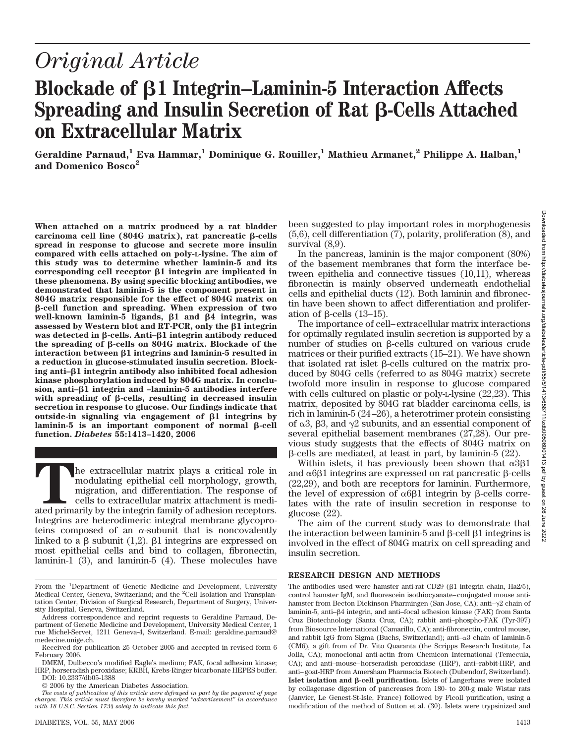*Original Article*

# Blockade of β1 Integrin–Laminin-5 Interaction Affects Spreading and Insulin Secretion of Rat β-Cells Attached on Extracellular Matrix

**Geraldine Parnaud,[1] Eva Hammar,[1] Dominique G. Rouiller,[1] Mathieu Armanet,[2] Philippe A. Halban,[1] and Domenico Bosco[2]**

**When attached on a matrix produced by a rat bladder carcinoma cell line (804G matrix), rat pancreatic β-cells spread in response to glucose and secrete more insulin compared with cells attached on poly-L-lysine. The aim of this study was to determine whether laminin-5 and its corresponding cell receptor β1 integrin are implicated in these phenomena. By using specific blocking antibodies, we demonstrated that laminin-5 is the component present in 804G matrix responsible for the effect of 804G matrix on β-cell function and spreading. When expression of two well-known laminin-5 ligands, β1 and β4 integrin, was assessed by Western blot and RT-PCR, only the β1 integrin was detected in β-cells. Anti–β1 integrin antibody reduced the spreading of β-cells on 804G matrix. Blockade of the interaction between β1 integrins and laminin-5 resulted in a reduction in glucose-stimulated insulin secretion. Blocking anti–β1 integrin antibody also inhibited focal adhesion kinase phosphorylation induced by 804G matrix. In conclusion, anti–β1 integrin and –laminin-5 antibodies interfere with spreading of β-cells, resulting in decreased insulin secretion in response to glucose. Our findings indicate that outside-in signaling via engagement of β1 integrins by laminin-5 is an important component of normal β-cell function.** ***Diabetes* 55:1413–1420, 2006**

The extracellular matrix plays a critical role in modulating epithelial cell morphology, growth, migration, and differentiation. The response of cells to extracellular matrix attachment is mediated primarily by the integrin family of adhesion receptors. Integrins are heterodimeric integral membrane glycoproteins composed of an α-subunit that is noncovalently linked to a β subunit (1,2). β1 integrins are expressed on most epithelial cells and bind to collagen, fibronectin, laminin-1 (3), and laminin-5 (4). These molecules have been suggested to play important roles in morphogenesis (5,6), cell differentiation (7), polarity, proliferation (8), and survival (8,9).

In the pancreas, laminin is the major component (80%) of the basement membranes that form the interface between epithelia and connective tissues (10,11), whereas fibronectin is mainly observed underneath endothelial cells and epithelial ducts (12). Both laminin and fibronectin have been shown to affect differentiation and proliferation of β-cells (13–15).

The importance of cell–extracellular matrix interactions for optimally regulated insulin secretion is supported by a number of studies on β-cells cultured on various crude matrices or their purified extracts (15–21). We have shown that isolated rat islet β-cells cultured on the matrix produced by 804G cells (referred to as 804G matrix) secrete twofold more insulin in response to glucose compared with cells cultured on plastic or poly-L-lysine (22,23). This matrix, deposited by 804G rat bladder carcinoma cells, is rich in laminin-5 (24–26), a heterotrimer protein consisting of α3, β3, and γ2 subunits, and an essential component of several epithelial basement membranes (27,28). Our previous study suggests that the effects of 804G matrix on β-cells are mediated, at least in part, by laminin-5 (22).

Within islets, it has previously been shown that α3β1 and α6β1 integrins are expressed on rat pancreatic β-cells (22,29), and both are receptors for laminin. Furthermore, the level of expression of α6β1 integrin by β-cells correlates with the rate of insulin secretion in response to glucose (22).

The aim of the current study was to demonstrate that the interaction between laminin-5 and β-cell β1 integrins is involved in the effect of 804G matrix on cell spreading and insulin secretion.

## RESEARCH DESIGN AND METHODS

The antibodies used were hamster anti-rat CD29 (β1 integrin chain, Ha2/5), control hamster IgM, and fluorescein isothiocyanate–conjugated mouse anti-hamster from Becton Dickinson Pharmingen (San Jose, CA); anti–γ2 chain of laminin-5, anti–β4 integrin, and anti–focal adhesion kinase (FAK) from Santa Cruz Biotechnology (Santa Cruz, CA); rabbit anti–phospho-FAK (Tyr-397) from Biosource International (Camarillo, CA); anti-fibronectin, control mouse, and rabbit IgG from Sigma (Buchs, Switzerland); anti–α3 chain of laminin-5 (CM6), a gift from Dr. Vito Quaranta (the Scripps Research Institute, La Jolla, CA); monoclonal anti-actin from Chemicon International (Temecula, CA); and anti–mouse–horseradish peroxidase (HRP), anti–rabbit-HRP, and anti–goat-HRP from Amersham Pharmacia Biotech (Dubendorf, Switzerland).

**Islet isolation and β-cell purification.** Islets of Langerhans were isolated by collagenase digestion of pancreases from 180- to 200-g male Wistar rats (Janvier, Le Genest-St-Isle, France) followed by Ficoll purification, using a modification of the method of Sutton et al. (30). Islets were trypsinized and

From the [1]Department of Genetic Medicine and Development, University Medical Center, Geneva, Switzerland; and the [2]Cell Isolation and Transplantation Center, Division of Surgical Research, Department of Surgery, University Hospital, Geneva, Switzerland.

Address correspondence and reprint requests to Geraldine Parnaud, Department of Genetic Medicine and Development, University Medical Center, 1 rue Michel-Servet, 1211 Geneva-4, Switzerland. E-mail: geraldine.parnaud@medecine.unige.ch.

Received for publication 25 October 2005 and accepted in revised form 6 February 2006.

DMEM, Dulbecco's modified Eagle's medium; FAK, focal adhesion kinase; HRP, horseradish peroxidase; KRBH, Krebs-Ringer bicarbonate HEPES buffer.

DOI: 10.2337/db05-1388

© 2006 by the American Diabetes Association.

*The costs of publication of this article were defrayed in part by the payment of page charges. This article must therefore be hereby marked "advertisement" in accordance with 18 U.S.C. Section 1734 solely to indicate this fact.*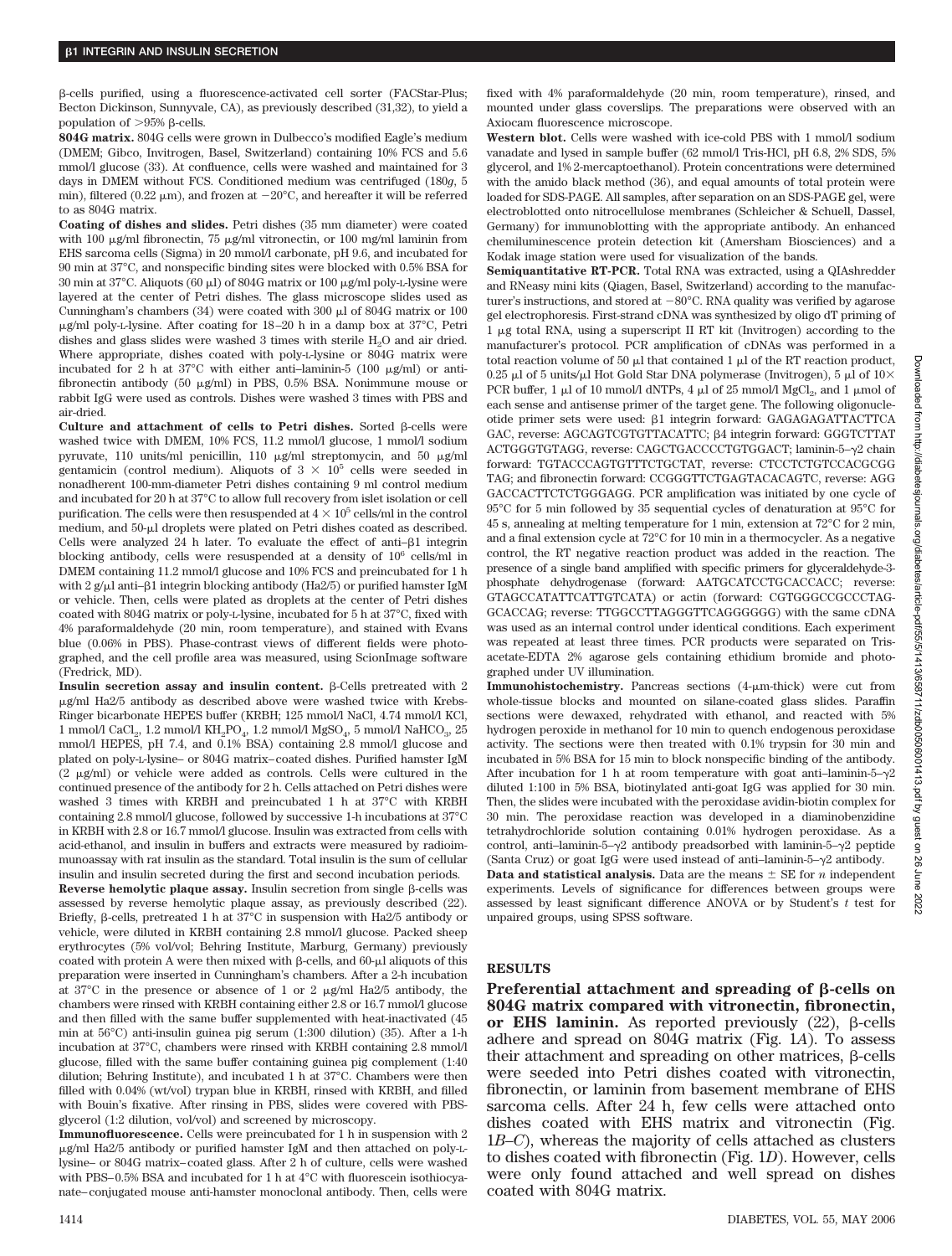β-cells purified, using a fluorescence-activated cell sorter (FACStar-Plus; Becton Dickinson, Sunnyvale, CA), as previously described (31,32), to yield a population of >95% β-cells.

**804G matrix.** 804G cells were grown in Dulbecco's modified Eagle's medium (DMEM; Gibco, Invitrogen, Basel, Switzerland) containing 10% FCS and 5.6 mmol/l glucose (33). At confluence, cells were washed and maintained for 3 days in DMEM without FCS. Conditioned medium was centrifuged (180*g*, 5 min), filtered (0.22 μm), and frozen at −20°C, and hereafter it will be referred to as 804G matrix.

**Coating of dishes and slides.** Petri dishes (35 mm diameter) were coated with 100 μg/ml fibronectin, 75 μg/ml vitronectin, or 100 mg/ml laminin from EHS sarcoma cells (Sigma) in 20 mmol/l carbonate, pH 9.6, and incubated for 90 min at 37°C, and nonspecific binding sites were blocked with 0.5% BSA for 30 min at 37°C. Aliquots (60 μl) of 804G matrix or 100 μg/ml poly-L-lysine were layered at the center of Petri dishes. The glass microscope slides used as Cunningham's chambers (34) were coated with 300 μl of 804G matrix or 100 μg/ml poly-L-lysine. After coating for 18–20 h in a damp box at 37°C, Petri dishes and glass slides were washed 3 times with sterile $H_2O$ and air dried. Where appropriate, dishes coated with poly-L-lysine or 804G matrix were incubated for 2 h at 37°C with either anti–laminin-5 (100 μg/ml) or anti-fibronectin antibody (50 μg/ml) in PBS, 0.5% BSA. Nonimmune mouse or rabbit IgG were used as controls. Dishes were washed 3 times with PBS and air-dried.

**Culture and attachment of cells to Petri dishes.** Sorted β-cells were washed twice with DMEM, 10% FCS, 11.2 mmol/l glucose, 1 mmol/l sodium pyruvate, 110 units/ml penicillin, 110 μg/ml streptomycin, and 50 μg/ml gentamicin (control medium). Aliquots of $3 \times 10^5$ cells were seeded in nonadherent 100-mm-diameter Petri dishes containing 9 ml control medium and incubated for 20 h at 37°C to allow full recovery from islet isolation or cell purification. The cells were then resuspended at $4 \times 10^5$ cells/ml in the control medium, and 50-μl droplets were plated on Petri dishes coated as described. Cells were analyzed 24 h later. To evaluate the effect of anti–β1 integrin blocking antibody, cells were resuspended at a density of $10^6$ cells/ml in DMEM containing 11.2 mmol/l glucose and 10% FCS and preincubated for 1 h with 2 g/μl anti–β1 integrin blocking antibody (Ha2/5) or purified hamster IgM or vehicle. Then, cells were plated as droplets at the center of Petri dishes coated with 804G matrix or poly-L-lysine, incubated for 5 h at 37°C, fixed with 4% paraformaldehyde (20 min, room temperature), and stained with Evans blue (0.06% in PBS). Phase-contrast views of different fields were photographed, and the cell profile area was measured, using ScionImage software (Fredrick, MD).

**Insulin secretion assay and insulin content.** β-Cells pretreated with 2 μg/ml Ha2/5 antibody as described above were washed twice with Krebs-Ringer bicarbonate HEPES buffer (KRBH; 125 mmol/l NaCl, 4.74 mmol/l KCl, 1 mmol/l $CaCl_2$, 1.2 mmol/l $KH_2PO_4$, 1.2 mmol/l $MgSO_4$, 5 mmol/l $NaHCO_3$, 25 mmol/l HEPES, pH 7.4, and 0.1% BSA) containing 2.8 mmol/l glucose and plated on poly-L-lysine– or 804G matrix–coated dishes. Purified hamster IgM (2 μg/ml) or vehicle were added as controls. Cells were cultured in the continued presence of the antibody for 2 h. Cells attached on Petri dishes were washed 3 times with KRBH and preincubated 1 h at 37°C with KRBH containing 2.8 mmol/l glucose, followed by successive 1-h incubations at 37°C in KRBH with 2.8 or 16.7 mmol/l glucose. Insulin was extracted from cells with acid-ethanol, and insulin in buffers and extracts were measured by radioimmunoassay with rat insulin as the standard. Total insulin is the sum of cellular insulin and insulin secreted during the first and second incubation periods.

**Reverse hemolytic plaque assay.** Insulin secretion from single β-cells was assessed by reverse hemolytic plaque assay, as previously described (22). Briefly, β-cells, pretreated 1 h at 37°C in suspension with Ha2/5 antibody or vehicle, were diluted in KRBH containing 2.8 mmol/l glucose. Packed sheep erythrocytes (5% vol/vol; Behring Institute, Marburg, Germany) previously coated with protein A were then mixed with β-cells, and 60-μl aliquots of this preparation were inserted in Cunningham's chambers. After a 2-h incubation at 37°C in the presence or absence of 1 or 2 μg/ml Ha2/5 antibody, the chambers were rinsed with KRBH containing either 2.8 or 16.7 mmol/l glucose and then filled with the same buffer supplemented with heat-inactivated (45 min at 56°C) anti-insulin guinea pig serum (1:300 dilution) (35). After a 1-h incubation at 37°C, chambers were rinsed with KRBH containing 2.8 mmol/l glucose, filled with the same buffer containing guinea pig complement (1:40 dilution; Behring Institute), and incubated 1 h at 37°C. Chambers were then filled with 0.04% (wt/vol) trypan blue in KRBH, rinsed with KRBH, and filled with Bouin's fixative. After rinsing in PBS, slides were covered with PBS-glycerol (1:2 dilution, vol/vol) and screened by microscopy.

**Immunofluorescence.** Cells were preincubated for 1 h in suspension with 2 μg/ml Ha2/5 antibody or purified hamster IgM and then attached on poly-L-lysine– or 804G matrix–coated glass. After 2 h of culture, cells were washed with PBS–0.5% BSA and incubated for 1 h at 4°C with fluorescein isothiocyanate–conjugated mouse anti-hamster monoclonal antibody. Then, cells were fixed with 4% paraformaldehyde (20 min, room temperature), rinsed, and mounted under glass coverslips. The preparations were observed with an Axiocam fluorescence microscope.

**Western blot.** Cells were washed with ice-cold PBS with 1 mmol/l sodium vanadate and lysed in sample buffer (62 mmol/l Tris-HCl, pH 6.8, 2% SDS, 5% glycerol, and 1% 2-mercaptoethanol). Protein concentrations were determined with the amido black method (36), and equal amounts of total protein were loaded for SDS-PAGE. All samples, after separation on an SDS-PAGE gel, were electroblotted onto nitrocellulose membranes (Schleicher & Schuell, Dassel, Germany) for immunoblotting with the appropriate antibody. An enhanced chemiluminescence protein detection kit (Amersham Biosciences) and a Kodak image station were used for visualization of the bands.

**Semiquantitative RT-PCR.** Total RNA was extracted, using a QIAshredder and RNeasy mini kits (Qiagen, Basel, Switzerland) according to the manufacturer's instructions, and stored at −80°C. RNA quality was verified by agarose gel electrophoresis. First-strand cDNA was synthesized by oligo dT priming of 1 μg total RNA, using a superscript II RT kit (Invitrogen) according to the manufacturer's protocol. PCR amplification of cDNAs was performed in a total reaction volume of 50 μl that contained 1 μl of the RT reaction product, 0.25 μl of 5 units/μl Hot Gold Star DNA polymerase (Invitrogen), 5 μl of 10× PCR buffer, 1 μl of 10 mmol/l dNTPs, 4 μl of 25 mmol/l $MgCl_2$, and 1 μmol of each sense and antisense primer of the target gene. The following oligonucleotide primer sets were used: β1 integrin forward: GAGAGAGATTACTTCA GAC, reverse: AGCAGTCGTGTTACATTC; β4 integrin forward: GGGTCTTAT ACTGGGTGTAGG, reverse: CAGCTGACCCCTGTGGACT; laminin-5–γ2 chain forward: TGTACCCAGTGTTTCTGCTAT, reverse: CTCCTCTGTCCACGCGG TAG; and fibronectin forward: CCGGGTTCTGAGTACACAGTC, reverse: AGG GACCACTTCTCTGGGAGG. PCR amplification was initiated by one cycle of 95°C for 5 min followed by 35 sequential cycles of denaturation at 95°C for 45 s, annealing at melting temperature for 1 min, extension at 72°C for 2 min, and a final extension cycle at 72°C for 10 min in a thermocycler. As a negative control, the RT negative reaction product was added in the reaction. The presence of a single band amplified with specific primers for glyceraldehyde-3-phosphate dehydrogenase (forward: AATGCATCCTGCACCACC; reverse: GTAGCCATATTCATTGTCATA) or actin (forward: CGTGGGCCGCCCTAG-GCACCAG; reverse: TTGGCCTTAGGGTTCAGGGGGG) with the same cDNA was used as an internal control under identical conditions. Each experiment was repeated at least three times. PCR products were separated on Tris-acetate-EDTA 2% agarose gels containing ethidium bromide and photographed under UV illumination.

**Immunohistochemistry.** Pancreas sections (4-μm-thick) were cut from whole-tissue blocks and mounted on silane-coated glass slides. Paraffin sections were dewaxed, rehydrated with ethanol, and reacted with 5% hydrogen peroxide in methanol for 10 min to quench endogenous peroxidase activity. The sections were then treated with 0.1% trypsin for 30 min and incubated in 5% BSA for 15 min to block nonspecific binding of the antibody. After incubation for 1 h at room temperature with goat anti–laminin-5–γ2 diluted 1:100 in 5% BSA, biotinylated anti-goat IgG was applied for 30 min. Then, the slides were incubated with the peroxidase avidin-biotin complex for 30 min. The peroxidase reaction was developed in a diaminobenzidine tetrahydrochloride solution containing 0.01% hydrogen peroxidase. As a control, anti–laminin-5–γ2 antibody preadsorbed with laminin-5–γ2 peptide (Santa Cruz) or goat IgG were used instead of anti–laminin-5–γ2 antibody.

**Data and statistical analysis.** Data are the means ± SE for *n* independent experiments. Levels of significance for differences between groups were assessed by least significant difference ANOVA or by Student's *t* test for unpaired groups, using SPSS software.

## RESULTS

**Preferential attachment and spreading of β-cells on 804G matrix compared with vitronectin, fibronectin, or EHS laminin.** As reported previously (22), β-cells adhere and spread on 804G matrix (Fig. 1*A*). To assess their attachment and spreading on other matrices, β-cells were seeded into Petri dishes coated with vitronectin, fibronectin, or laminin from basement membrane of EHS sarcoma cells. After 24 h, few cells were attached onto dishes coated with EHS matrix and vitronectin (Fig. 1*B–C*), whereas the majority of cells attached as clusters to dishes coated with fibronectin (Fig. 1*D*). However, cells were only found attached and well spread on dishes coated with 804G matrix.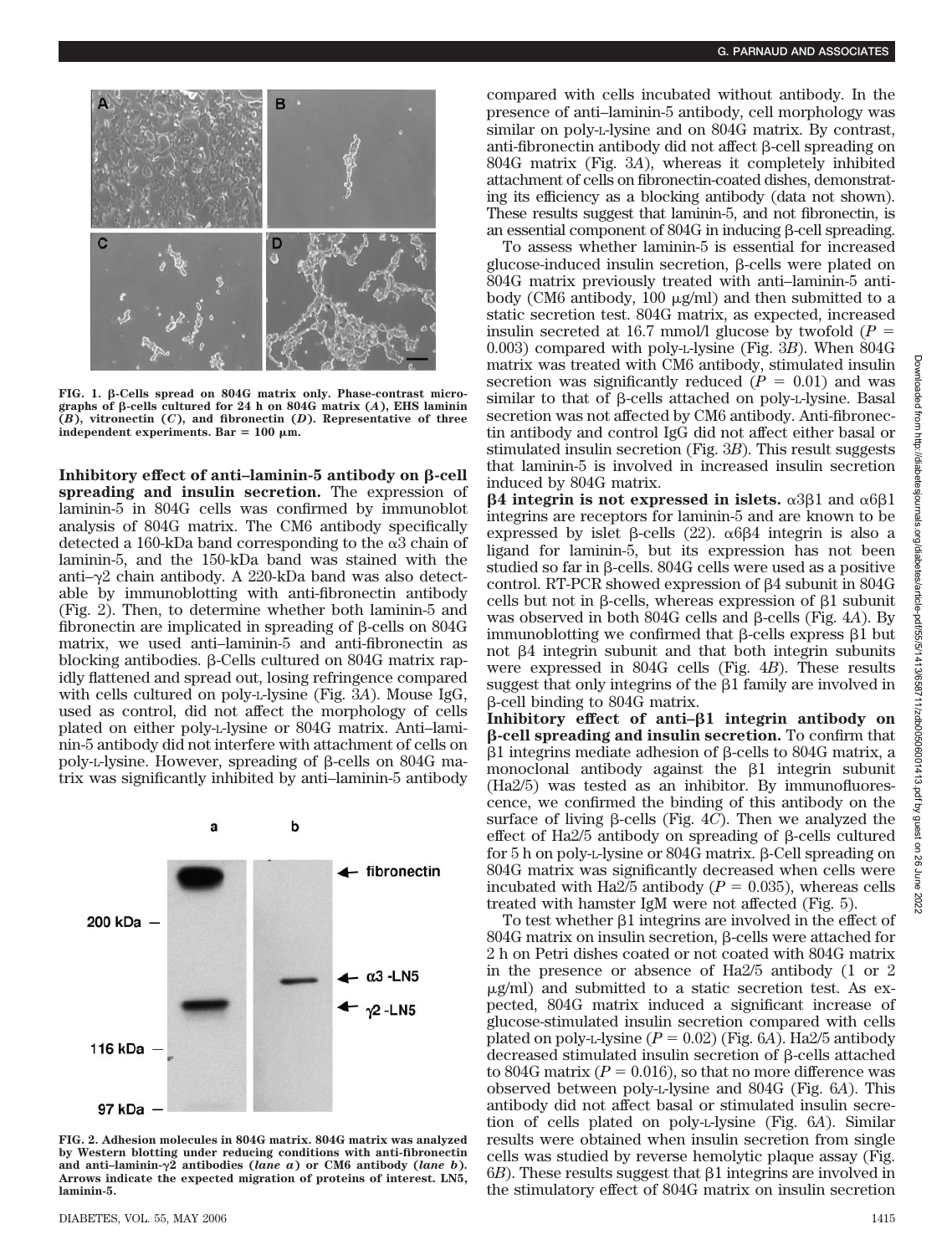FIG. 1. β-Cells spread on 804G matrix only. Phase-contrast micrographs of β-cells cultured for 24 h on 804G matrix (*A*), EHS laminin (*B*), vitronectin (*C*), and fibronectin (*D*). Representative of three independent experiments. Bar = 100 μm.

**Inhibitory effect of anti–laminin-5 antibody on β-cell spreading and insulin secretion.** The expression of laminin-5 in 804G cells was confirmed by immunoblot analysis of 804G matrix. The CM6 antibody specifically detected a 160-kDa band corresponding to the α3 chain of laminin-5, and the 150-kDa band was stained with the anti–γ2 chain antibody. A 220-kDa band was also detectable by immunoblotting with anti-fibronectin antibody (Fig. 2). Then, to determine whether both laminin-5 and fibronectin are implicated in spreading of β-cells on 804G matrix, we used anti–laminin-5 and anti-fibronectin as blocking antibodies. β-Cells cultured on 804G matrix rapidly flattened and spread out, losing refringence compared with cells cultured on poly-L-lysine (Fig. 3*A*). Mouse IgG, used as control, did not affect the morphology of cells plated on either poly-L-lysine or 804G matrix. Anti–laminin-5 antibody did not interfere with attachment of cells on poly-L-lysine. However, spreading of β-cells on 804G matrix was significantly inhibited by anti–laminin-5 antibody

FIG. 2. Adhesion molecules in 804G matrix. 804G matrix was analyzed by Western blotting under reducing conditions with anti-fibronectin and anti–laminin-γ2 antibodies (*lane a*) or CM6 antibody (*lane b*). Arrows indicate the expected migration of proteins of interest. LN5, laminin-5.

compared with cells incubated without antibody. In the presence of anti–laminin-5 antibody, cell morphology was similar on poly-L-lysine and on 804G matrix. By contrast, anti-fibronectin antibody did not affect β-cell spreading on 804G matrix (Fig. 3*A*), whereas it completely inhibited attachment of cells on fibronectin-coated dishes, demonstrating its efficiency as a blocking antibody (data not shown). These results suggest that laminin-5, and not fibronectin, is an essential component of 804G in inducing β-cell spreading.

To assess whether laminin-5 is essential for increased glucose-induced insulin secretion, β-cells were plated on 804G matrix previously treated with anti–laminin-5 antibody (CM6 antibody, 100 μg/ml) and then submitted to a static secretion test. 804G matrix, as expected, increased insulin secreted at 16.7 mmol/l glucose by twofold ($P = 0.003$) compared with poly-L-lysine (Fig. 3*B*). When 804G matrix was treated with CM6 antibody, stimulated insulin secretion was significantly reduced ($P = 0.01$) and was similar to that of β-cells attached on poly-L-lysine. Basal secretion was not affected by CM6 antibody. Anti-fibronectin antibody and control IgG did not affect either basal or stimulated insulin secretion (Fig. 3*B*). This result suggests that laminin-5 is involved in increased insulin secretion induced by 804G matrix.

**β4 integrin is not expressed in islets.** α3β1 and α6β1 integrins are receptors for laminin-5 and are known to be expressed by islet β-cells (22). α6β4 integrin is also a ligand for laminin-5, but its expression has not been studied so far in β-cells. 804G cells were used as a positive control. RT-PCR showed expression of β4 subunit in 804G cells but not in β-cells, whereas expression of β1 subunit was observed in both 804G cells and β-cells (Fig. 4*A*). By immunoblotting we confirmed that β-cells express β1 but not β4 integrin subunit and that both integrin subunits were expressed in 804G cells (Fig. 4*B*). These results suggest that only integrins of the β1 family are involved in β-cell binding to 804G matrix.

**Inhibitory effect of anti–β1 integrin antibody on β-cell spreading and insulin secretion.** To confirm that β1 integrins mediate adhesion of β-cells to 804G matrix, a monoclonal antibody against the β1 integrin subunit (Ha2/5) was tested as an inhibitor. By immunofluorescence, we confirmed the binding of this antibody on the surface of living β-cells (Fig. 4*C*). Then we analyzed the effect of Ha2/5 antibody on spreading of β-cells cultured for 5 h on poly-L-lysine or 804G matrix. β-Cell spreading on 804G matrix was significantly decreased when cells were incubated with Ha2/5 antibody ($P = 0.035$), whereas cells treated with hamster IgM were not affected (Fig. 5).

To test whether β1 integrins are involved in the effect of 804G matrix on insulin secretion, β-cells were attached for 2 h on Petri dishes coated or not coated with 804G matrix in the presence or absence of Ha2/5 antibody (1 or 2 μg/ml) and submitted to a static secretion test. As expected, 804G matrix induced a significant increase of glucose-stimulated insulin secretion compared with cells plated on poly-L-lysine ($P = 0.02$) (Fig. 6*A*). Ha2/5 antibody decreased stimulated insulin secretion of β-cells attached to 804G matrix ($P = 0.016$), so that no more difference was observed between poly-L-lysine and 804G (Fig. 6*A*). This antibody did not affect basal or stimulated insulin secretion of cells plated on poly-L-lysine (Fig. 6*A*). Similar results were obtained when insulin secretion from single cells was studied by reverse hemolytic plaque assay (Fig. 6*B*). These results suggest that β1 integrins are involved in the stimulatory effect of 804G matrix on insulin secretion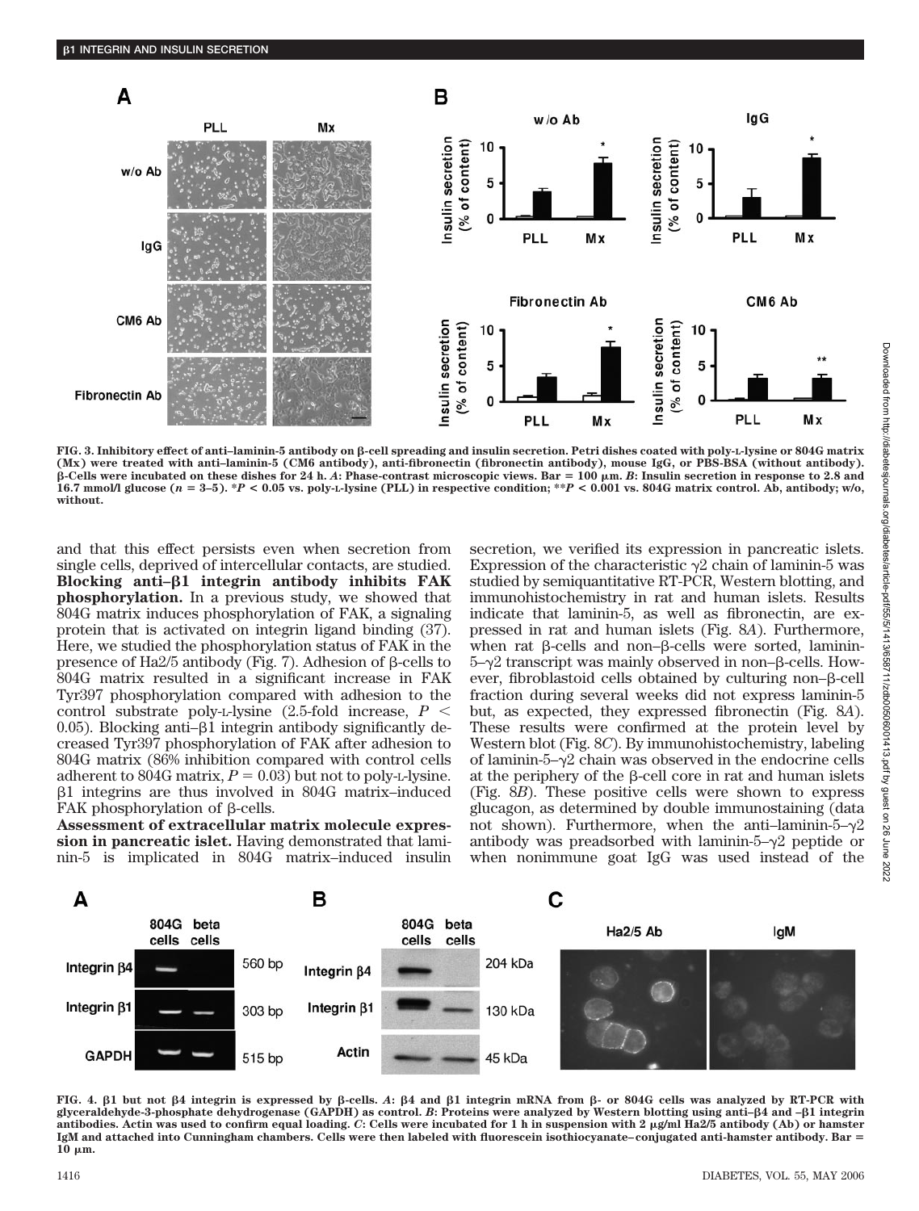FIG. 3. Inhibitory effect of anti–laminin-5 antibody on β-cell spreading and insulin secretion. Petri dishes coated with poly-L-lysine or 804G matrix (Mx) were treated with anti–laminin-5 (CM6 antibody), anti-fibronectin (fibronectin antibody), mouse IgG, or PBS-BSA (without antibody). β-Cells were incubated on these dishes for 24 h. *A*: Phase-contrast microscopic views. Bar = 100 μm. *B*: Insulin secretion in response to 2.8 and 16.7 mmol/l glucose ($n = 3–5$). *$P < 0.05$ vs. poly-L-lysine (PLL) in respective condition; **$P < 0.001$ vs. 804G matrix control. Ab, antibody; w/o, without.

and that this effect persists even when secretion from single cells, deprived of intercellular contacts, are studied.

**Blocking anti–β1 integrin antibody inhibits FAK phosphorylation.** In a previous study, we showed that 804G matrix induces phosphorylation of FAK, a signaling protein that is activated on integrin ligand binding (37). Here, we studied the phosphorylation status of FAK in the presence of Ha2/5 antibody (Fig. 7). Adhesion of β-cells to 804G matrix resulted in a significant increase in FAK Tyr397 phosphorylation compared with adhesion to the control substrate poly-L-lysine (2.5-fold increase, $P < 0.05$). Blocking anti–β1 integrin antibody significantly decreased Tyr397 phosphorylation of FAK after adhesion to 804G matrix (86% inhibition compared with control cells adherent to 804G matrix, $P = 0.03$) but not to poly-L-lysine. β1 integrins are thus involved in 804G matrix–induced FAK phosphorylation of β-cells.

**Assessment of extracellular matrix molecule expression in pancreatic islet.** Having demonstrated that laminin-5 is implicated in 804G matrix–induced insulin secretion, we verified its expression in pancreatic islets. Expression of the characteristic γ2 chain of laminin-5 was studied by semiquantitative RT-PCR, Western blotting, and immunohistochemistry in rat and human islets. Results indicate that laminin-5, as well as fibronectin, are expressed in rat and human islets (Fig. 8*A*). Furthermore, when rat β-cells and non–β-cells were sorted, laminin-5–γ2 transcript was mainly observed in non–β-cells. However, fibroblastoid cells obtained by culturing non–β-cell fraction during several weeks did not express laminin-5 but, as expected, they expressed fibronectin (Fig. 8*A*). These results were confirmed at the protein level by Western blot (Fig. 8*C*). By immunohistochemistry, labeling of laminin-5–γ2 chain was observed in the endocrine cells at the periphery of the β-cell core in rat and human islets (Fig. 8*B*). These positive cells were shown to express glucagon, as determined by double immunostaining (data not shown). Furthermore, when the anti–laminin-5–γ2 antibody was preadsorbed with laminin-5–γ2 peptide or when nonimmune goat IgG was used instead of the

FIG. 4. β1 but not β4 integrin is expressed by β-cells. *A*: β4 and β1 integrin mRNA from β- or 804G cells was analyzed by RT-PCR with glyceraldehyde-3-phosphate dehydrogenase (GAPDH) as control. *B*: Proteins were analyzed by Western blotting using anti–β4 and –β1 integrin antibodies. Actin was used to confirm equal loading. *C*: Cells were incubated for 1 h in suspension with 2 μg/ml Ha2/5 antibody (Ab) or hamster IgM and attached into Cunningham chambers. Cells were then labeled with fluorescein isothiocyanate–conjugated anti-hamster antibody. Bar = 10 μm.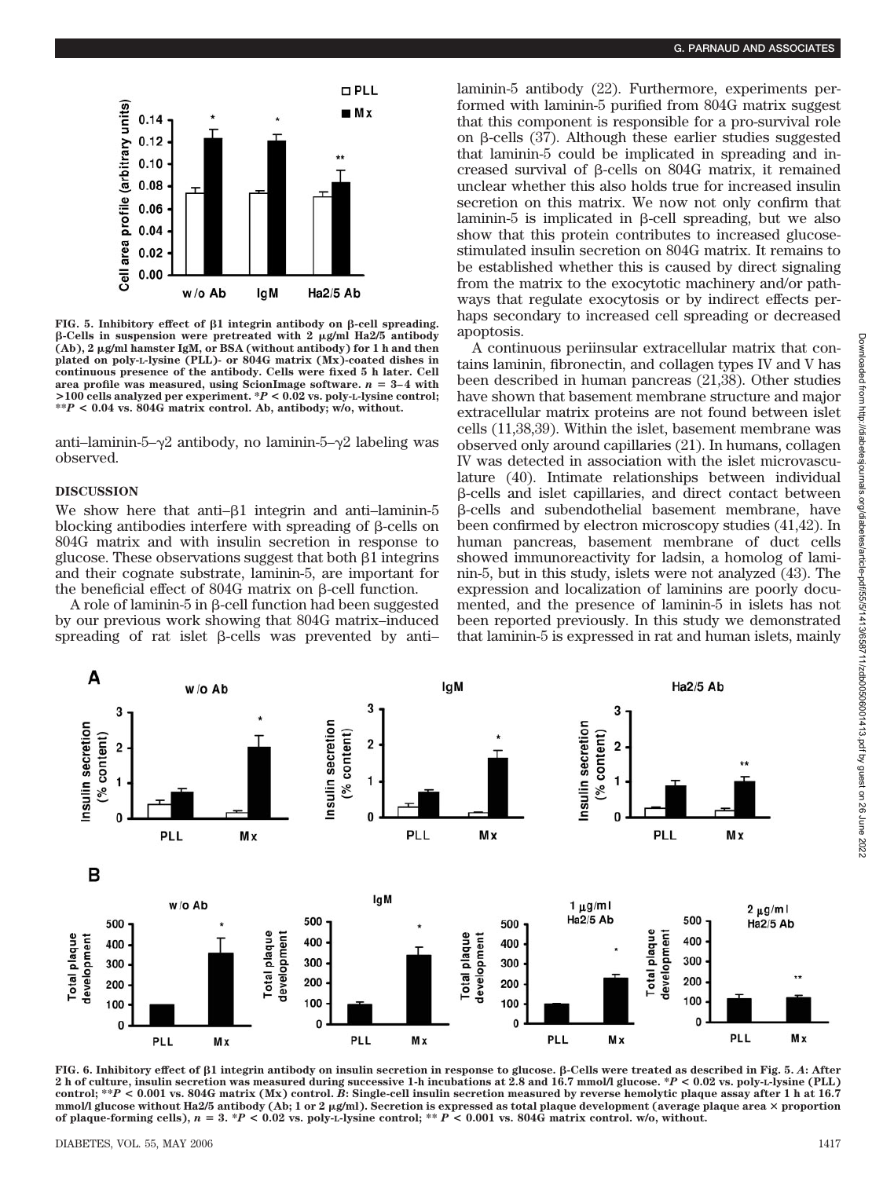FIG. 5. Inhibitory effect of β1 integrin antibody on β-cell spreading. β-Cells in suspension were pretreated with 2 μg/ml Ha2/5 antibody (Ab), 2 μg/ml hamster IgM, or BSA (without antibody) for 1 h and then plated on poly-L-lysine (PLL)- or 804G matrix (Mx)-coated dishes in continuous presence of the antibody. Cells were fixed 5 h later. Cell area profile was measured, using ScionImage software. $n = 3–4$ with >100 cells analyzed per experiment. * $P < 0.02$ vs. poly-L-lysine control; ** $P < 0.04$ vs. 804G matrix control. Ab, antibody; w/o, without.

anti–laminin-5–γ2 antibody, no laminin-5–γ2 labeling was observed.

## DISCUSSION

We show here that anti–β1 integrin and anti–laminin-5 blocking antibodies interfere with spreading of β-cells on 804G matrix and with insulin secretion in response to glucose. These observations suggest that both β1 integrins and their cognate substrate, laminin-5, are important for the beneficial effect of 804G matrix on β-cell function.

A role of laminin-5 in β-cell function had been suggested by our previous work showing that 804G matrix–induced spreading of rat islet β-cells was prevented by anti–laminin-5 antibody (22). Furthermore, experiments performed with laminin-5 purified from 804G matrix suggest that this component is responsible for a pro-survival role on β-cells (37). Although these earlier studies suggested that laminin-5 could be implicated in spreading and increased survival of β-cells on 804G matrix, it remained unclear whether this also holds true for increased insulin secretion on this matrix. We now not only confirm that laminin-5 is implicated in β-cell spreading, but we also show that this protein contributes to increased glucose-stimulated insulin secretion on 804G matrix. It remains to be established whether this is caused by direct signaling from the matrix to the exocytotic machinery and/or pathways that regulate exocytosis or by indirect effects perhaps secondary to increased cell spreading or decreased apoptosis.

A continuous periinsular extracellular matrix that contains laminin, fibronectin, and collagen types IV and V has been described in human pancreas (21,38). Other studies have shown that basement membrane structure and major extracellular matrix proteins are not found between islet cells (11,38,39). Within the islet, basement membrane was observed only around capillaries (21). In humans, collagen IV was detected in association with the islet microvasculature (40). Intimate relationships between individual β-cells and islet capillaries, and direct contact between β-cells and subendothelial basement membrane, have been confirmed by electron microscopy studies (41,42). In human pancreas, basement membrane of duct cells showed immunoreactivity for ladsin, a homolog of laminin-5, but in this study, islets were not analyzed (43). The expression and localization of laminins are poorly documented, and the presence of laminin-5 in islets has not been reported previously. In this study we demonstrated that laminin-5 is expressed in rat and human islets, mainly

FIG. 6. Inhibitory effect of β1 integrin antibody on insulin secretion in response to glucose. β-Cells were treated as described in Fig. 5. *A*: After 2 h of culture, insulin secretion was measured during successive 1-h incubations at 2.8 and 16.7 mmol/l glucose. * $P < 0.02$ vs. poly-L-lysine (PLL) control; ** $P < 0.001$ vs. 804G matrix (Mx) control. *B*: Single-cell insulin secretion measured by reverse hemolytic plaque assay after 1 h at 16.7 mmol/l glucose without Ha2/5 antibody (Ab; 1 or 2 μg/ml). Secretion is expressed as total plaque development (average plaque area × proportion of plaque-forming cells), $n = 3$. * $P < 0.02$ vs. poly-L-lysine control; ** $P < 0.001$ vs. 804G matrix control. w/o, without.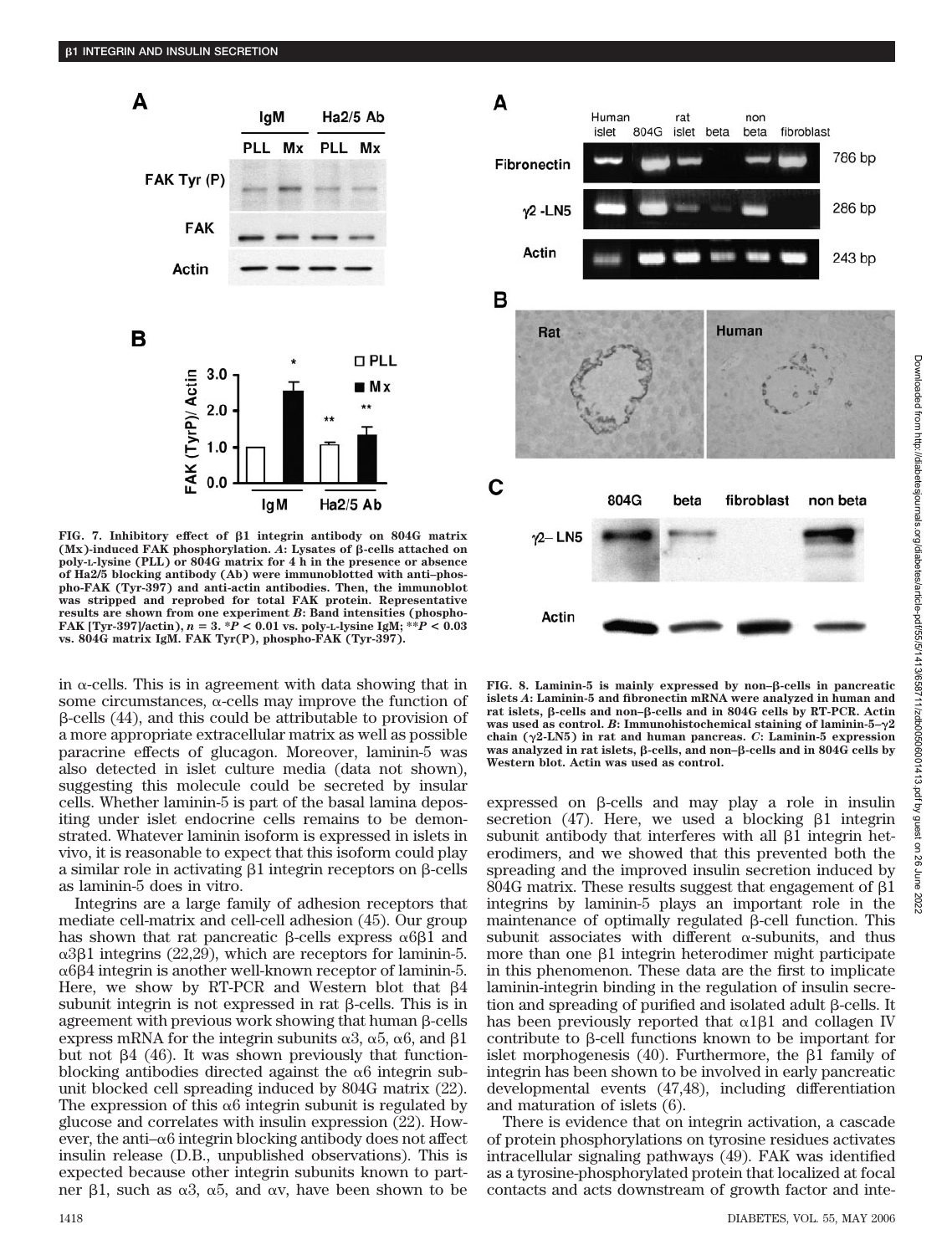FIG. 7. Inhibitory effect of β1 integrin antibody on 804G matrix (Mx)-induced FAK phosphorylation. *A*: Lysates of β-cells attached on poly-L-lysine (PLL) or 804G matrix for 4 h in the presence or absence of Ha2/5 blocking antibody (Ab) were immunoblotted with anti–phospho-FAK (Tyr-397) and anti-actin antibodies. Then, the immunoblot was stripped and reprobed for total FAK protein. Representative results are shown from one experiment *B*: Band intensities (phospho-FAK [Tyr-397]/actin), $n = 3$. \*$P < 0.01$ vs. poly-L-lysine IgM; \*\*$P < 0.03$ vs. 804G matrix IgM. FAK Tyr(P), phospho-FAK (Tyr-397).

FIG. 8. Laminin-5 is mainly expressed by non–β-cells in pancreatic islets *A*: Laminin-5 and fibronectin mRNA were analyzed in human and rat islets, β-cells and non–β-cells and in 804G cells by RT-PCR. Actin was used as control. *B*: Immunohistochemical staining of laminin-5–γ2 chain (γ2-LN5) in rat and human pancreas. *C*: Laminin-5 expression was analyzed in rat islets, β-cells, and non–β-cells and in 804G cells by Western blot. Actin was used as control.

in α-cells. This is in agreement with data showing that in some circumstances, α-cells may improve the function of β-cells (44), and this could be attributable to provision of a more appropriate extracellular matrix as well as possible paracrine effects of glucagon. Moreover, laminin-5 was also detected in islet culture media (data not shown), suggesting this molecule could be secreted by insular cells. Whether laminin-5 is part of the basal lamina depositing under islet endocrine cells remains to be demonstrated. Whatever laminin isoform is expressed in islets in vivo, it is reasonable to expect that this isoform could play a similar role in activating β1 integrin receptors on β-cells as laminin-5 does in vitro.

Integrins are a large family of adhesion receptors that mediate cell-matrix and cell-cell adhesion (45). Our group has shown that rat pancreatic β-cells express α6β1 and α3β1 integrins (22,29), which are receptors for laminin-5. α6β4 integrin is another well-known receptor of laminin-5. Here, we show by RT-PCR and Western blot that β4 subunit integrin is not expressed in rat β-cells. This is in agreement with previous work showing that human β-cells express mRNA for the integrin subunits α3, α5, α6, and β1 but not β4 (46). It was shown previously that function-blocking antibodies directed against the α6 integrin subunit blocked cell spreading induced by 804G matrix (22). The expression of this α6 integrin subunit is regulated by glucose and correlates with insulin expression (22). However, the anti–α6 integrin blocking antibody does not affect insulin release (D.B., unpublished observations). This is expected because other integrin subunits known to partner β1, such as α3, α5, and αv, have been shown to be expressed on β-cells and may play a role in insulin secretion (47). Here, we used a blocking β1 integrin subunit antibody that interferes with all β1 integrin heterodimers, and we showed that this prevented both the spreading and the improved insulin secretion induced by 804G matrix. These results suggest that engagement of β1 integrins by laminin-5 plays an important role in the maintenance of optimally regulated β-cell function. This subunit associates with different α-subunits, and thus more than one β1 integrin heterodimer might participate in this phenomenon. These data are the first to implicate laminin-integrin binding in the regulation of insulin secretion and spreading of purified and isolated adult β-cells. It has been previously reported that α1β1 and collagen IV contribute to β-cell functions known to be important for islet morphogenesis (40). Furthermore, the β1 family of integrin has been shown to be involved in early pancreatic developmental events (47,48), including differentiation and maturation of islets (6).

There is evidence that on integrin activation, a cascade of protein phosphorylations on tyrosine residues activates intracellular signaling pathways (49). FAK was identified as a tyrosine-phosphorylated protein that localized at focal contacts and acts downstream of growth factor and inte-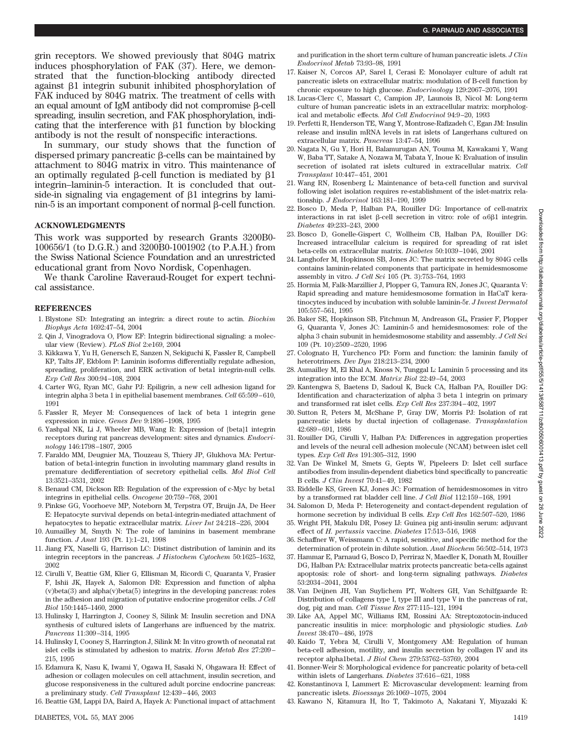grin receptors. We showed previously that 804G matrix induces phosphorylation of FAK (37). Here, we demonstrated that the function-blocking antibody directed against β1 integrin subunit inhibited phosphorylation of FAK induced by 804G matrix. The treatment of cells with an equal amount of IgM antibody did not compromise β-cell spreading, insulin secretion, and FAK phosphorylation, indicating that the interference with β1 function by blocking antibody is not the result of nonspecific interactions.

In summary, our study shows that the function of dispersed primary pancreatic β-cells can be maintained by attachment to 804G matrix in vitro. This maintenance of an optimally regulated β-cell function is mediated by β1 integrin–laminin-5 interaction. It is concluded that outside-in signaling via engagement of β1 integrins by laminin-5 is an important component of normal β-cell function.

## ACKNOWLEDGMENTS

This work was supported by research Grants 3200B0-100656/1 (to D.G.R.) and 3200B0-1001902 (to P.A.H.) from the Swiss National Science Foundation and an unrestricted educational grant from Novo Nordisk, Copenhagen.

We thank Caroline Raveraud-Rouget for expert technical assistance.

## REFERENCES

1. Blystone SD: Integrating an integrin: a direct route to actin. *Biochim Biophys Acta* 1692:47–54, 2004
2. Qin J, Vinogradova O, Plow EF: Integrin bidirectional signaling: a molecular view (Review). *PLoS Biol* 2:e169, 2004
3. Kikkawa Y, Yu H, Genersch E, Sanzen N, Sekiguchi K, Fassler R, Campbell KP, Talts JF, Ekblom P: Laminin isoforms differentially regulate adhesion, spreading, proliferation, and ERK activation of beta1 integrin-null cells. *Exp Cell Res* 300:94–108, 2004
4. Carter WG, Ryan MC, Gahr PJ: Epiligrin, a new cell adhesion ligand for integrin alpha 3 beta 1 in epithelial basement membranes. *Cell* 65:599–610, 1991
5. Fassler R, Meyer M: Consequences of lack of beta 1 integrin gene expression in mice. *Genes Dev* 9:1896–1908, 1995
6. Yashpal NK, Li J, Wheeler MB, Wang R: Expression of {beta}1 integrin receptors during rat pancreas development: sites and dynamics. *Endocrinology* 146:1798–1807, 2005
7. Faraldo MM, Deugnier MA, Tlouzeau S, Thiery JP, Glukhova MA: Perturbation of beta1-integrin function in involuting mammary gland results in premature dedifferentiation of secretory epithelial cells. *Mol Biol Cell* 13:3521–3531, 2002
8. Benaud CM, Dickson RB: Regulation of the expression of c-Myc by beta1 integrins in epithelial cells. *Oncogene* 20:759–768, 2001
9. Pinkse GG, Voorhoeve MP, Noteborn M, Terpstra OT, Bruijn JA, De Heer E: Hepatocyte survival depends on beta1-integrin-mediated attachment of hepatocytes to hepatic extracellular matrix. *Liver Int* 24:218–226, 2004
10. Aumailley M, Smyth N: The role of laminins in basement membrane function. *J Anat* 193 (Pt. 1):1–21, 1998
11. Jiang FX, Naselli G, Harrison LC: Distinct distribution of laminin and its integrin receptors in the pancreas. *J Histochem Cytochem* 50:1625–1632, 2002
12. Cirulli V, Beattie GM, Klier G, Ellisman M, Ricordi C, Quaranta V, Frasier F, Ishii JK, Hayek A, Salomon DR: Expression and function of alpha (v)beta(3) and alpha(v)beta(5) integrins in the developing pancreas: roles in the adhesion and migration of putative endocrine progenitor cells. *J Cell Biol* 150:1445–1460, 2000
13. Hulinsky I, Harrington J, Cooney S, Silink M: Insulin secretion and DNA synthesis of cultured islets of Langerhans are influenced by the matrix. *Pancreas* 11:309–314, 1995
14. Hulinsky I, Cooney S, Harrington J, Silink M: In vitro growth of neonatal rat islet cells is stimulated by adhesion to matrix. *Horm Metab Res* 27:209–215, 1995
15. Edamura K, Nasu K, Iwami Y, Ogawa H, Sasaki N, Ohgawara H: Effect of adhesion or collagen molecules on cell attachment, insulin secretion, and glucose responsiveness in the cultured adult porcine endocrine pancreas: a preliminary study. *Cell Transplant* 12:439–446, 2003
16. Beattie GM, Lappi DA, Baird A, Hayek A: Functional impact of attachment and purification in the short term culture of human pancreatic islets. *J Clin Endocrinol Metab* 73:93–98, 1991
17. Kaiser N, Corcos AP, Sarel I, Cerasi E: Monolayer culture of adult rat pancreatic islets on extracellular matrix: modulation of B-cell function by chronic exposure to high glucose. *Endocrinology* 129:2067–2076, 1991
18. Lucas-Clerc C, Massart C, Campion JP, Launois B, Nicol M: Long-term culture of human pancreatic islets in an extracellular matrix: morphological and metabolic effects. *Mol Cell Endocrinol* 94:9–20, 1993
19. Perfetti R, Henderson TE, Wang Y, Montrose-Rafizadeh C, Egan JM: Insulin release and insulin mRNA levels in rat islets of Langerhans cultured on extracellular matrix. *Pancreas* 13:47–54, 1996
20. Nagata N, Gu Y, Hori H, Balamurugan AN, Touma M, Kawakami Y, Wang W, Baba TT, Satake A, Nozawa M, Tabata Y, Inoue K: Evaluation of insulin secretion of isolated rat islets cultured in extracellular matrix. *Cell Transplant* 10:447–451, 2001
21. Wang RN, Rosenberg L: Maintenance of beta-cell function and survival following islet isolation requires re-establishment of the islet-matrix relationship. *J Endocrinol* 163:181–190, 1999
22. Bosco D, Meda P, Halban PA, Rouiller DG: Importance of cell-matrix interactions in rat islet β-cell secretion in vitro: role of α6β1 integrin. *Diabetes* 49:233–243, 2000
23. Bosco D, Gonelle-Gispert C, Wollheim CB, Halban PA, Rouiller DG: Increased intracellular calcium is required for spreading of rat islet beta-cells on extracellular matrix. *Diabetes* 50:1039–1046, 2001
24. Langhofer M, Hopkinson SB, Jones JC: The matrix secreted by 804G cells contains laminin-related components that participate in hemidesmosome assembly in vitro. *J Cell Sci* 105 (Pt. 3):753–764, 1993
25. Hormia M, Falk-Marzillier J, Plopper G, Tamura RN, Jones JC, Quaranta V: Rapid spreading and mature hemidesmosome formation in HaCaT keratinocytes induced by incubation with soluble laminin-5r. *J Invest Dermatol* 105:557–561, 1995
26. Baker SE, Hopkinson SB, Fitchmun M, Andreason GL, Frasier F, Plopper G, Quaranta V, Jones JC: Laminin-5 and hemidesmosomes: role of the alpha 3 chain subunit in hemidesmosome stability and assembly. *J Cell Sci* 109 (Pt. 10):2509–2520, 1996
27. Colognato H, Yurchenco PD: Form and function: the laminin family of heterotrimers. *Dev Dyn* 218:213–234, 2000
28. Aumailley M, El Khal A, Knoss N, Tunggal L: Laminin 5 processing and its integration into the ECM. *Matrix Biol* 22:49–54, 2003
29. Kantengwa S, Baetens D, Sadoul K, Buck CA, Halban PA, Rouiller DG: Identification and characterization of alpha 3 beta 1 integrin on primary and transformed rat islet cells. *Exp Cell Res* 237:394–402, 1997
30. Sutton R, Peters M, McShane P, Gray DW, Morris PJ: Isolation of rat pancreatic islets by ductal injection of collagenase. *Transplantation* 42:689–691, 1986
31. Rouiller DG, Cirulli V, Halban PA: Differences in aggregation properties and levels of the neural cell adhesion molecule (NCAM) between islet cell types. *Exp Cell Res* 191:305–312, 1990
32. Van De Winkel M, Smets G, Gepts W, Pipeleers D: Islet cell surface antibodies from insulin-dependent diabetics bind specifically to pancreatic B cells. *J Clin Invest* 70:41–49, 1982
33. Riddelle KS, Green KJ, Jones JC: Formation of hemidesmosomes in vitro by a transformed rat bladder cell line. *J Cell Biol* 112:159–168, 1991
34. Salomon D, Meda P: Heterogeneity and contact-dependent regulation of hormone secretion by individual B cells. *Exp Cell Res* 162:507–520, 1986
35. Wright PH, Makulu DR, Posey IJ: Guinea pig anti-insulin serum: adjuvant effect of *H. pertussis* vaccine. *Diabetes* 17:513–516, 1968
36. Schaffner W, Weissmann C: A rapid, sensitive, and specific method for the determination of protein in dilute solution. *Anal Biochem* 56:502–514, 1973
37. Hammar E, Parnaud G, Bosco D, Perriraz N, Maedler K, Donath M, Rouiller DG, Halban PA: Extracellular matrix protects pancreatic beta-cells against apoptosis: role of short- and long-term signaling pathways. *Diabetes* 53:2034–2041, 2004
38. Van Deijnen JH, Van Suylichem PT, Wolters GH, Van Schilfgaarde R: Distribution of collagens type I, type III and type V in the pancreas of rat, dog, pig and man. *Cell Tissue Res* 277:115–121, 1994
39. Like AA, Appel MC, Williams RM, Rossini AA: Streptozotocin-induced pancreatic insulitis in mice: morphologic and physiologic studies. *Lab Invest* 38:470–486, 1978
40. Kaido T, Yebra M, Cirulli V, Montgomery AM: Regulation of human beta-cell adhesion, motility, and insulin secretion by collagen IV and its receptor alpha1beta1. *J Biol Chem* 279:53762–53769, 2004
41. Bonner-Weir S: Morphological evidence for pancreatic polarity of beta-cell within islets of Langerhans. *Diabetes* 37:616–621, 1988
42. Konstantinova I, Lammert E: Microvascular development: learning from pancreatic islets. *Bioessays* 26:1069–1075, 2004
43. Kawano N, Kitamura H, Ito T, Takimoto A, Nakatani Y, Miyazaki K: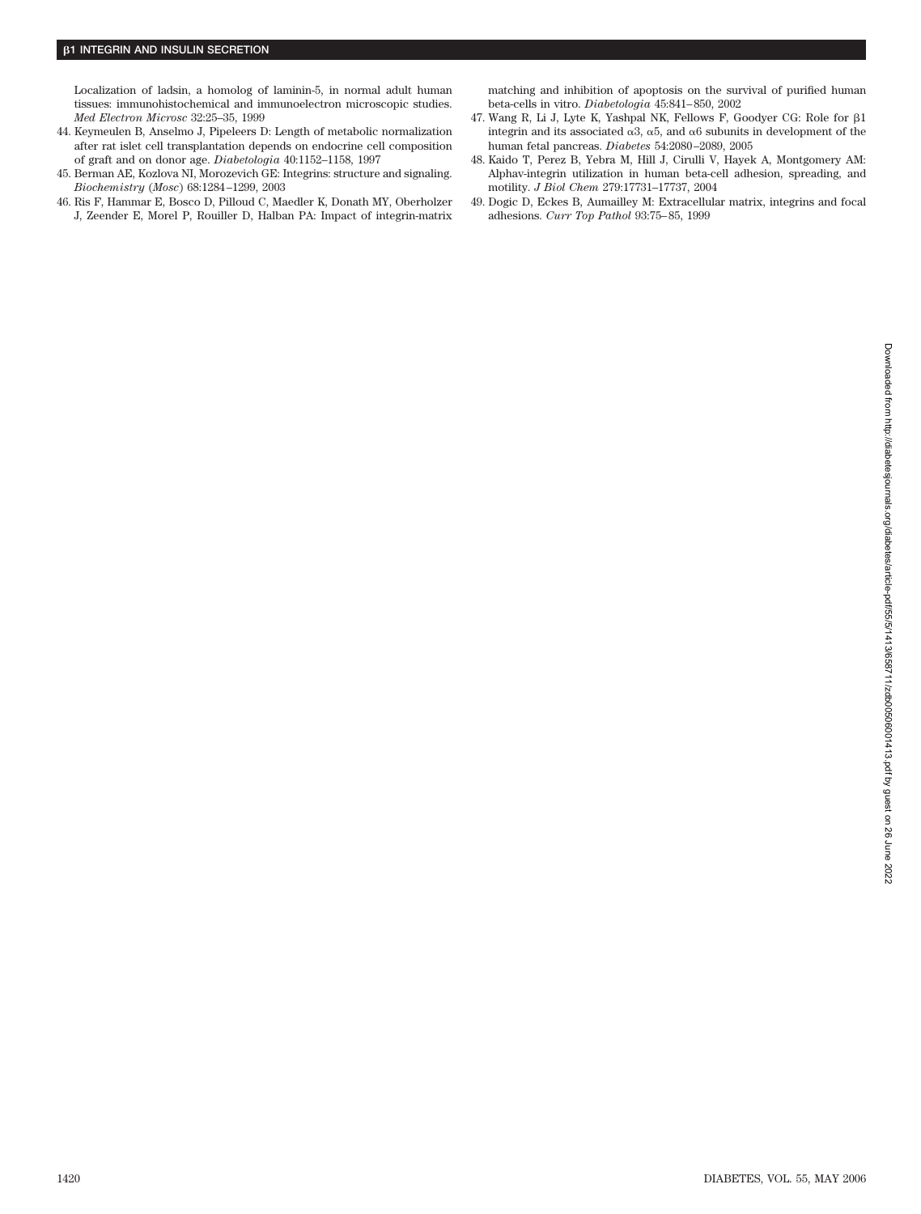Localization of ladsin, a homolog of laminin-5, in normal adult human tissues: immunohistochemical and immunoelectron microscopic studies. *Med Electron Microsc* 32:25–35, 1999

44. Keymeulen B, Anselmo J, Pipeleers D: Length of metabolic normalization after rat islet cell transplantation depends on endocrine cell composition of graft and on donor age. *Diabetologia* 40:1152–1158, 1997
45. Berman AE, Kozlova NI, Morozevich GE: Integrins: structure and signaling. *Biochemistry* (*Mosc*) 68:1284–1299, 2003
46. Ris F, Hammar E, Bosco D, Pilloud C, Maedler K, Donath MY, Oberholzer J, Zeender E, Morel P, Rouiller D, Halban PA: Impact of integrin-matrix matching and inhibition of apoptosis on the survival of purified human beta-cells in vitro. *Diabetologia* 45:841–850, 2002
47. Wang R, Li J, Lyte K, Yashpal NK, Fellows F, Goodyer CG: Role for β1 integrin and its associated α3, α5, and α6 subunits in development of the human fetal pancreas. *Diabetes* 54:2080–2089, 2005
48. Kaido T, Perez B, Yebra M, Hill J, Cirulli V, Hayek A, Montgomery AM: Alphav-integrin utilization in human beta-cell adhesion, spreading, and motility. *J Biol Chem* 279:17731–17737, 2004
49. Dogic D, Eckes B, Aumailley M: Extracellular matrix, integrins and focal adhesions. *Curr Top Pathol* 93:75–85, 1999